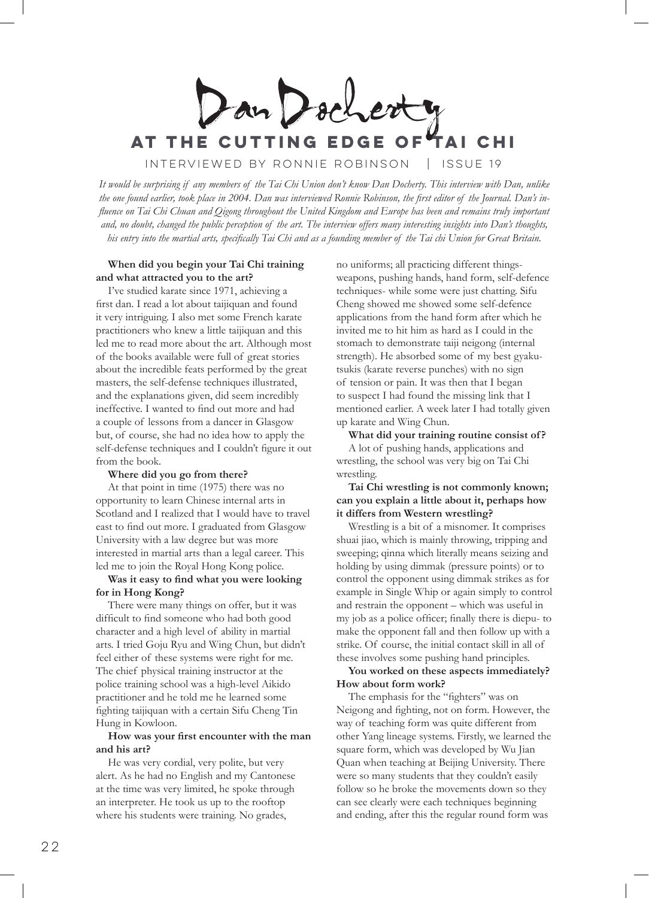# Dan Docherty

## AT THE CUTTING EDGE OF TAI CHI

INTERVIEWED BY RONNIE ROBINSON | ISSUE 19

*It would be surprising if any members of the Tai Chi Union don't know Dan Docherty. This interview with Dan, unlike the one found earlier, took place in 2004. Dan was interviewed Ronnie Robinson, the first editor of the Journal. Dan's influence on Tai Chi Chuan and Qigong throughout the United Kingdom and Europe has been and remains truly important and, no doubt, changed the public perception of the art. The interview offers many interesting insights into Dan's thoughts, his entry into the martial arts, specifically Tai Chi and as a founding member of the Tai chi Union for Great Britain.*

**When did you begin your Tai Chi training and what attracted you to the art?**

I've studied karate since 1971, achieving a first dan. I read a lot about taijiquan and found it very intriguing. I also met some French karate practitioners who knew a little taijiquan and this led me to read more about the art. Although most of the books available were full of great stories about the incredible feats performed by the great masters, the self-defense techniques illustrated, and the explanations given, did seem incredibly ineffective. I wanted to find out more and had a couple of lessons from a dancer in Glasgow but, of course, she had no idea how to apply the self-defense techniques and I couldn't figure it out from the book.

**Where did you go from there?**

At that point in time (1975) there was no opportunity to learn Chinese internal arts in Scotland and I realized that I would have to travel east to find out more. I graduated from Glasgow University with a law degree but was more interested in martial arts than a legal career. This led me to join the Royal Hong Kong police.

**Was it easy to find what you were looking for in Hong Kong?**

There were many things on offer, but it was difficult to find someone who had both good character and a high level of ability in martial arts. I tried Goju Ryu and Wing Chun, but didn't feel either of these systems were right for me. The chief physical training instructor at the police training school was a high-level Aikido practitioner and he told me he learned some fighting taijiquan with a certain Sifu Cheng Tin Hung in Kowloon.

**How was your first encounter with the man and his art?**

He was very cordial, very polite, but very alert. As he had no English and my Cantonese at the time was very limited, he spoke through an interpreter. He took us up to the rooftop where his students were training. No grades, no uniforms; all practicing different things- weapons, pushing hands, hand form, self-defence techniques- while some were just chatting. Sifu Cheng showed me showed some self-defence applications from the hand form after which he invited me to hit him as hard as I could in the stomach to demonstrate taiji neigong (internal strength). He absorbed some of my best gyaku-tsukis (karate reverse punches) with no sign of tension or pain. It was then that I began to suspect I had found the missing link that I mentioned earlier. A week later I had totally given up karate and Wing Chun.

**What did your training routine consist of?**

A lot of pushing hands, applications and wrestling, the school was very big on Tai Chi wrestling.

**Tai Chi wrestling is not commonly known; can you explain a little about it, perhaps how it differs from Western wrestling?**

Wrestling is a bit of a misnomer. It comprises shuai jiao, which is mainly throwing, tripping and sweeping; qinna which literally means seizing and holding by using dimmak (pressure points) or to control the opponent using dimmak strikes as for example in Single Whip or again simply to control and restrain the opponent – which was useful in my job as a police officer; finally there is diepu- to make the opponent fall and then follow up with a strike. Of course, the initial contact skill in all of these involves some pushing hand principles.

**You worked on these aspects immediately? How about form work?**

The emphasis for the "fighters" was on Neigong and fighting, not on form. However, the way of teaching form was quite different from other Yang lineage systems. Firstly, we learned the square form, which was developed by Wu Jian Quan when teaching at Beijing University. There were so many students that they couldn't easily follow so he broke the movements down so they can see clearly were each techniques beginning and ending, after this the regular round form was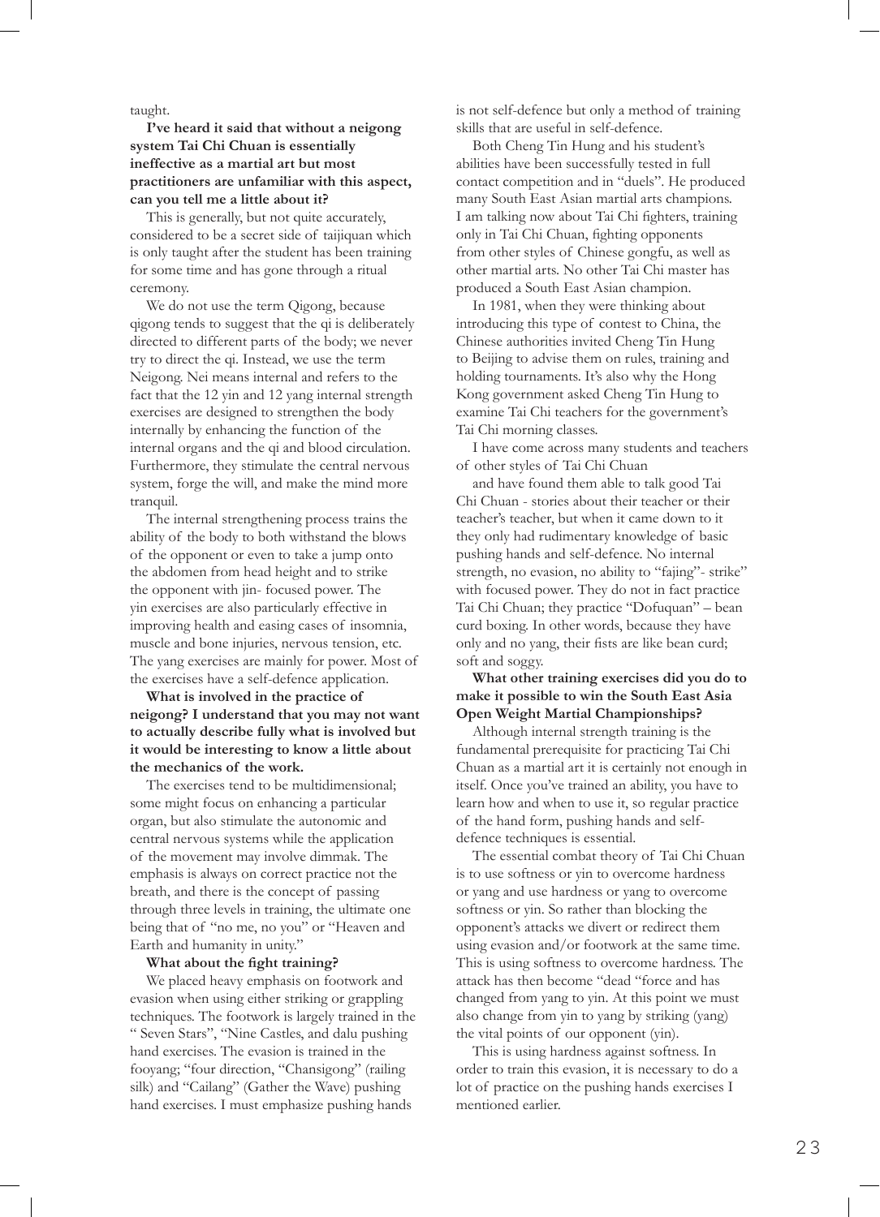taught.

**I've heard it said that without a neigong system Tai Chi Chuan is essentially ineffective as a martial art but most practitioners are unfamiliar with this aspect, can you tell me a little about it?**

This is generally, but not quite accurately, considered to be a secret side of taijiquan which is only taught after the student has been training for some time and has gone through a ritual ceremony.

We do not use the term Qigong, because qigong tends to suggest that the qi is deliberately directed to different parts of the body; we never try to direct the qi. Instead, we use the term Neigong. Nei means internal and refers to the fact that the 12 yin and 12 yang internal strength exercises are designed to strengthen the body internally by enhancing the function of the internal organs and the qi and blood circulation. Furthermore, they stimulate the central nervous system, forge the will, and make the mind more tranquil.

The internal strengthening process trains the ability of the body to both withstand the blows of the opponent or even to take a jump onto the abdomen from head height and to strike the opponent with jin- focused power. The yin exercises are also particularly effective in improving health and easing cases of insomnia, muscle and bone injuries, nervous tension, etc. The yang exercises are mainly for power. Most of the exercises have a self-defence application.

**What is involved in the practice of neigong? I understand that you may not want to actually describe fully what is involved but it would be interesting to know a little about the mechanics of the work.**

The exercises tend to be multidimensional; some might focus on enhancing a particular organ, but also stimulate the autonomic and central nervous systems while the application of the movement may involve dimmak. The emphasis is always on correct practice not the breath, and there is the concept of passing through three levels in training, the ultimate one being that of "no me, no you" or "Heaven and Earth and humanity in unity."

**What about the fight training?**

We placed heavy emphasis on footwork and evasion when using either striking or grappling techniques. The footwork is largely trained in the " Seven Stars", "Nine Castles, and dalu pushing hand exercises. The evasion is trained in the fooyang; "four direction, "Chansigong" (railing silk) and "Cailang" (Gather the Wave) pushing hand exercises. I must emphasize pushing hands is not self-defence but only a method of training skills that are useful in self-defence.

Both Cheng Tin Hung and his student's abilities have been successfully tested in full contact competition and in "duels". He produced many South East Asian martial arts champions. I am talking now about Tai Chi fighters, training only in Tai Chi Chuan, fighting opponents from other styles of Chinese gongfu, as well as other martial arts. No other Tai Chi master has produced a South East Asian champion.

In 1981, when they were thinking about introducing this type of contest to China, the Chinese authorities invited Cheng Tin Hung to Beijing to advise them on rules, training and holding tournaments. It's also why the Hong Kong government asked Cheng Tin Hung to examine Tai Chi teachers for the government's Tai Chi morning classes.

I have come across many students and teachers of other styles of Tai Chi Chuan and have found them able to talk good Tai Chi Chuan - stories about their teacher or their teacher's teacher, but when it came down to it they only had rudimentary knowledge of basic pushing hands and self-defence. No internal strength, no evasion, no ability to "fajing"- strike" with focused power. They do not in fact practice Tai Chi Chuan; they practice "Dofuquan" – bean curd boxing. In other words, because they have only and no yang, their fists are like bean curd; soft and soggy.

**What other training exercises did you do to make it possible to win the South East Asia Open Weight Martial Championships?**

Although internal strength training is the fundamental prerequisite for practicing Tai Chi Chuan as a martial art it is certainly not enough in itself. Once you've trained an ability, you have to learn how and when to use it, so regular practice of the hand form, pushing hands and self-defence techniques is essential.

The essential combat theory of Tai Chi Chuan is to use softness or yin to overcome hardness or yang and use hardness or yang to overcome softness or yin. So rather than blocking the opponent's attacks we divert or redirect them using evasion and/or footwork at the same time. This is using softness to overcome hardness. The attack has then become "dead "force and has changed from yang to yin. At this point we must also change from yin to yang by striking (yang) the vital points of our opponent (yin).

This is using hardness against softness. In order to train this evasion, it is necessary to do a lot of practice on the pushing hands exercises I mentioned earlier.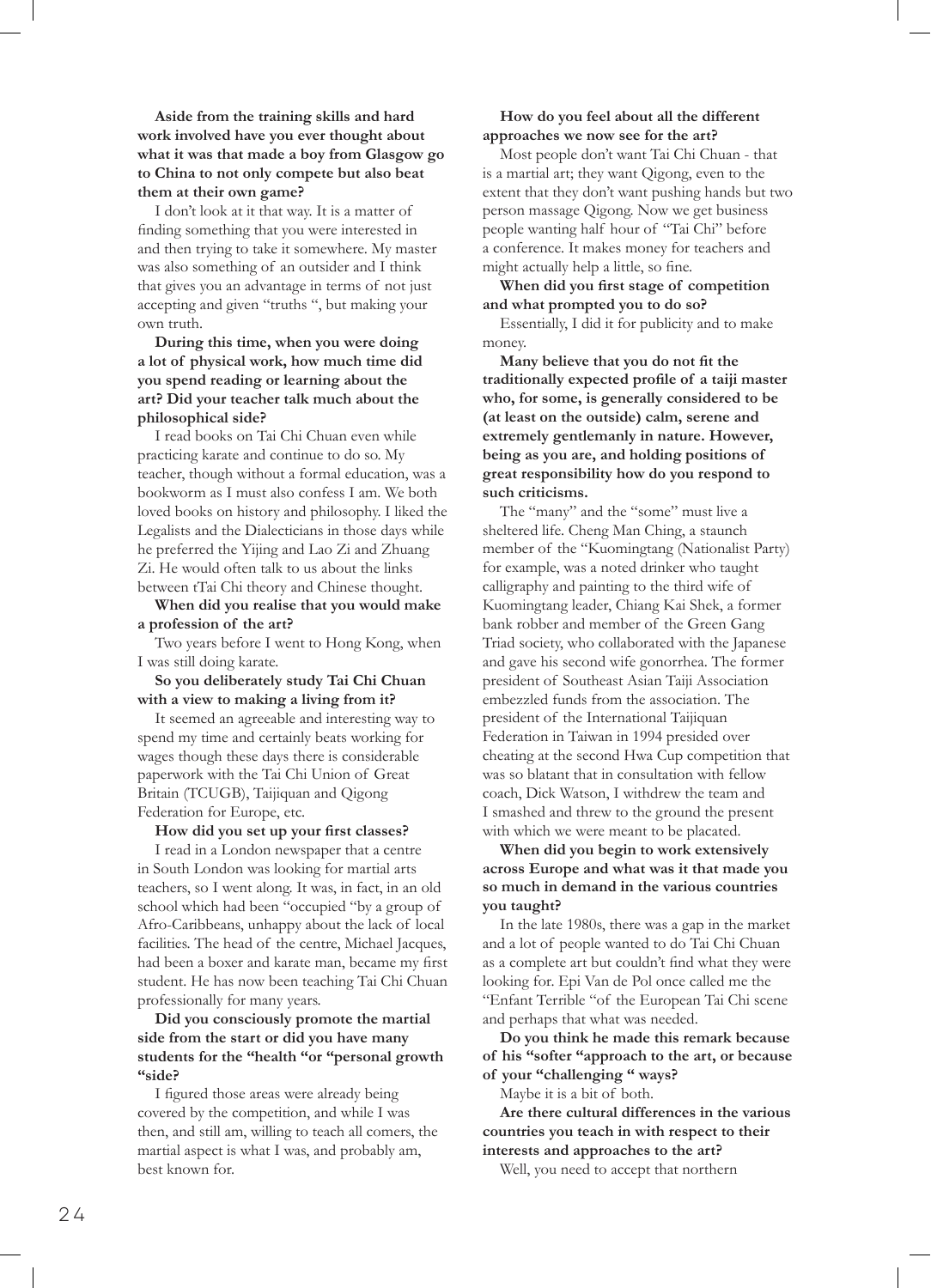**Aside from the training skills and hard work involved have you ever thought about what it was that made a boy from Glasgow go to China to not only compete but also beat them at their own game?**

I don't look at it that way. It is a matter of finding something that you were interested in and then trying to take it somewhere. My master was also something of an outsider and I think that gives you an advantage in terms of not just accepting and given "truths ", but making your own truth.

**During this time, when you were doing a lot of physical work, how much time did you spend reading or learning about the art? Did your teacher talk much about the philosophical side?**

I read books on Tai Chi Chuan even while practicing karate and continue to do so. My teacher, though without a formal education, was a bookworm as I must also confess I am. We both loved books on history and philosophy. I liked the Legalists and the Dialecticians in those days while he preferred the Yijing and Lao Zi and Zhuang Zi. He would often talk to us about the links between tTai Chi theory and Chinese thought.

**When did you realise that you would make a profession of the art?**

Two years before I went to Hong Kong, when I was still doing karate.

**So you deliberately study Tai Chi Chuan with a view to making a living from it?**

It seemed an agreeable and interesting way to spend my time and certainly beats working for wages though these days there is considerable paperwork with the Tai Chi Union of Great Britain (TCUGB), Taijiquan and Qigong Federation for Europe, etc.

**How did you set up your first classes?**

I read in a London newspaper that a centre in South London was looking for martial arts teachers, so I went along. It was, in fact, in an old school which had been "occupied "by a group of Afro-Caribbeans, unhappy about the lack of local facilities. The head of the centre, Michael Jacques, had been a boxer and karate man, became my first student. He has now been teaching Tai Chi Chuan professionally for many years.

**Did you consciously promote the martial side from the start or did you have many students for the "health "or "personal growth "side?**

I figured those areas were already being covered by the competition, and while I was then, and still am, willing to teach all comers, the martial aspect is what I was, and probably am, best known for.

**How do you feel about all the different approaches we now see for the art?**

Most people don't want Tai Chi Chuan - that is a martial art; they want Qigong, even to the extent that they don't want pushing hands but two person massage Qigong. Now we get business people wanting half hour of "Tai Chi" before a conference. It makes money for teachers and might actually help a little, so fine.

**When did you first stage of competition and what prompted you to do so?**

Essentially, I did it for publicity and to make money.

**Many believe that you do not fit the traditionally expected profile of a taiji master who, for some, is generally considered to be (at least on the outside) calm, serene and extremely gentlemanly in nature. However, being as you are, and holding positions of great responsibility how do you respond to such criticisms.**

The "many" and the "some" must live a sheltered life. Cheng Man Ching, a staunch member of the "Kuomingtang (Nationalist Party) for example, was a noted drinker who taught calligraphy and painting to the third wife of Kuomingtang leader, Chiang Kai Shek, a former bank robber and member of the Green Gang Triad society, who collaborated with the Japanese and gave his second wife gonorrhea. The former president of Southeast Asian Taiji Association embezzled funds from the association. The president of the International Taijiquan Federation in Taiwan in 1994 presided over cheating at the second Hwa Cup competition that was so blatant that in consultation with fellow coach, Dick Watson, I withdrew the team and I smashed and threw to the ground the present with which we were meant to be placated.

**When did you begin to work extensively across Europe and what was it that made you so much in demand in the various countries you taught?**

In the late 1980s, there was a gap in the market and a lot of people wanted to do Tai Chi Chuan as a complete art but couldn't find what they were looking for. Epi Van de Pol once called me the "Enfant Terrible "of the European Tai Chi scene and perhaps that what was needed.

**Do you think he made this remark because of his "softer "approach to the art, or because of your "challenging " ways?**

Maybe it is a bit of both.

**Are there cultural differences in the various countries you teach in with respect to their interests and approaches to the art?**

Well, you need to accept that northern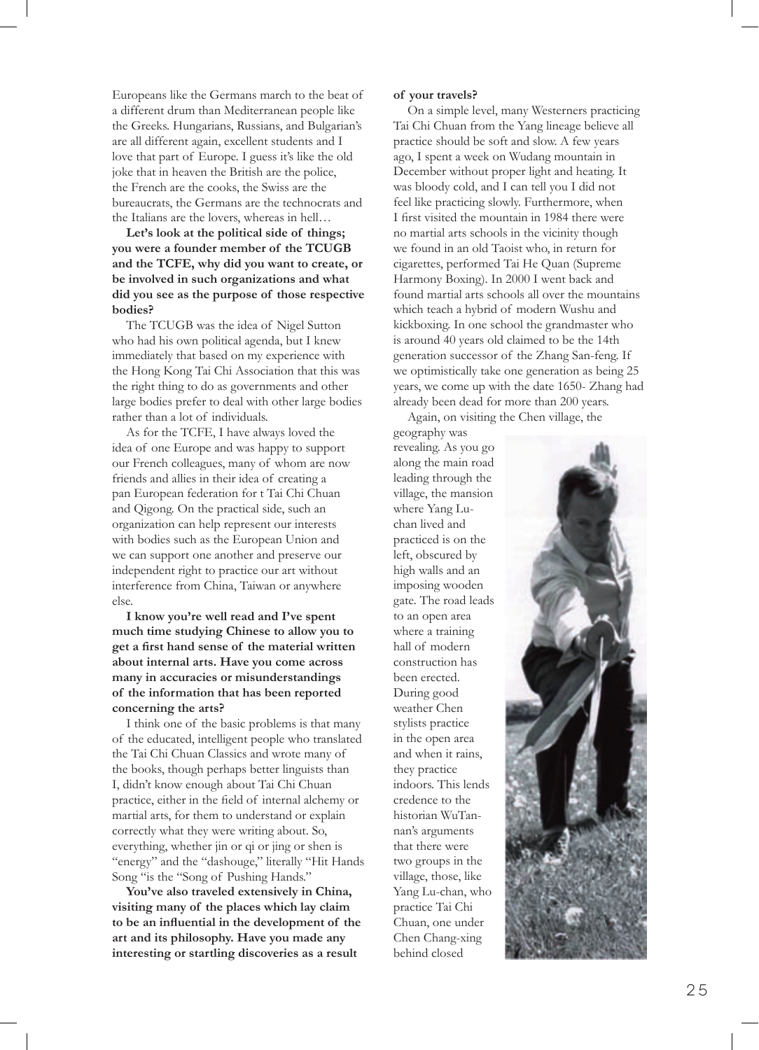Europeans like the Germans march to the beat of a different drum than Mediterranean people like the Greeks. Hungarians, Russians, and Bulgarian's are all different again, excellent students and I love that part of Europe. I guess it's like the old joke that in heaven the British are the police, the French are the cooks, the Swiss are the bureaucrats, the Germans are the technocrats and the Italians are the lovers, whereas in hell…

**Let's look at the political side of things; you were a founder member of the TCUGB and the TCFE, why did you want to create, or be involved in such organizations and what did you see as the purpose of those respective bodies?**

The TCUGB was the idea of Nigel Sutton who had his own political agenda, but I knew immediately that based on my experience with the Hong Kong Tai Chi Association that this was the right thing to do as governments and other large bodies prefer to deal with other large bodies rather than a lot of individuals.

As for the TCFE, I have always loved the idea of one Europe and was happy to support our French colleagues, many of whom are now friends and allies in their idea of creating a pan European federation for t Tai Chi Chuan and Qigong. On the practical side, such an organization can help represent our interests with bodies such as the European Union and we can support one another and preserve our independent right to practice our art without interference from China, Taiwan or anywhere else.

**I know you're well read and I've spent much time studying Chinese to allow you to get a first hand sense of the material written about internal arts. Have you come across many in accuracies or misunderstandings of the information that has been reported concerning the arts?**

I think one of the basic problems is that many of the educated, intelligent people who translated the Tai Chi Chuan Classics and wrote many of the books, though perhaps better linguists than I, didn't know enough about Tai Chi Chuan practice, either in the field of internal alchemy or martial arts, for them to understand or explain correctly what they were writing about. So, everything, whether jin or qi or jing or shen is "energy" and the "dashouge," literally "Hit Hands Song "is the "Song of Pushing Hands."

**You've also traveled extensively in China, visiting many of the places which lay claim to be an influential in the development of the art and its philosophy. Have you made any interesting or startling discoveries as a result of your travels?**

On a simple level, many Westerners practicing Tai Chi Chuan from the Yang lineage believe all practice should be soft and slow. A few years ago, I spent a week on Wudang mountain in December without proper light and heating. It was bloody cold, and I can tell you I did not feel like practicing slowly. Furthermore, when I first visited the mountain in 1984 there were no martial arts schools in the vicinity though we found in an old Taoist who, in return for cigarettes, performed Tai He Quan (Supreme Harmony Boxing). In 2000 I went back and found martial arts schools all over the mountains which teach a hybrid of modern Wushu and kickboxing. In one school the grandmaster who is around 40 years old claimed to be the 14th generation successor of the Zhang San-feng. If we optimistically take one generation as being 25 years, we come up with the date 1650- Zhang had already been dead for more than 200 years.

Again, on visiting the Chen village, the geography was revealing. As you go along the main road leading through the village, the mansion where Yang Lu-chan lived and practiced is on the left, obscured by high walls and an imposing wooden gate. The road leads to an open area where a training hall of modern construction has been erected. During good weather Chen stylists practice in the open area and when it rains, they practice indoors. This lends credence to the historian WuTan-nan's arguments that there were two groups in the village, those, like Yang Lu-chan, who practice Tai Chi Chuan, one under Chen Chang-xing behind closed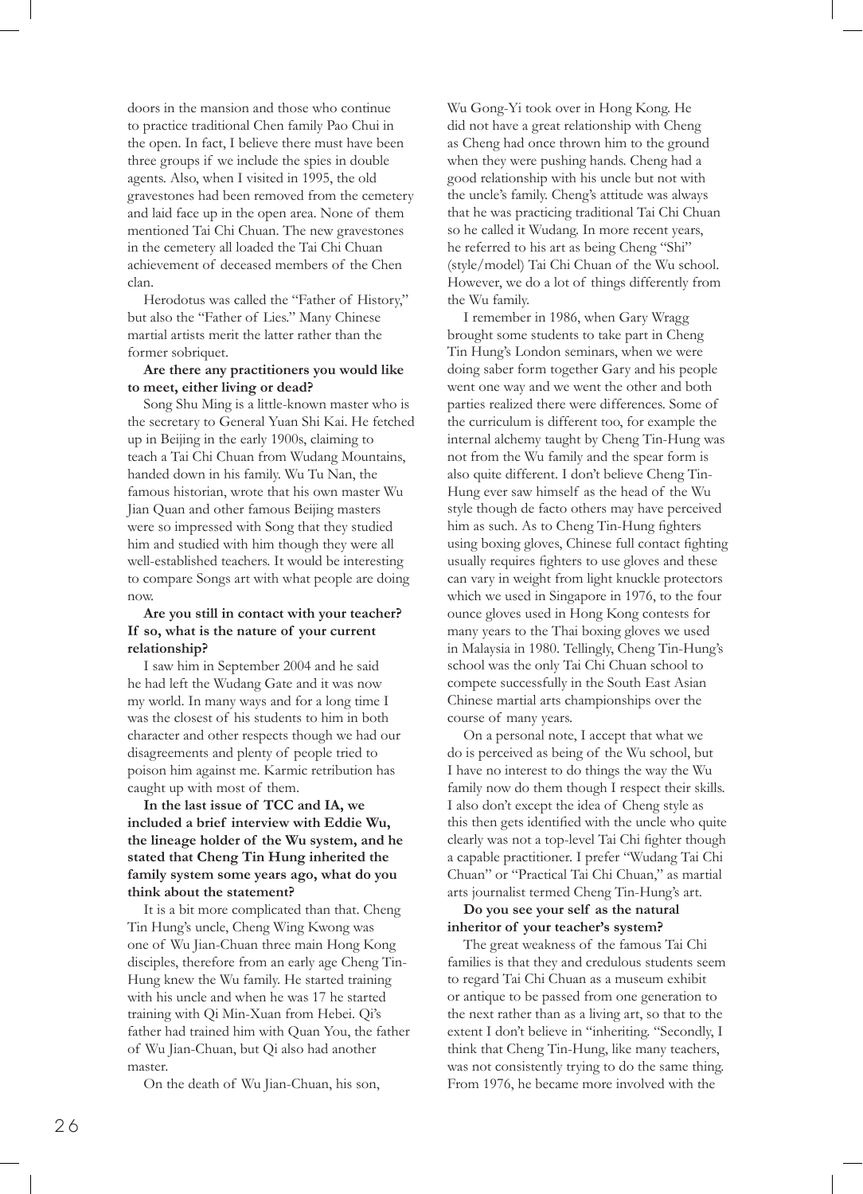doors in the mansion and those who continue to practice traditional Chen family Pao Chui in the open. In fact, I believe there must have been three groups if we include the spies in double agents. Also, when I visited in 1995, the old gravestones had been removed from the cemetery and laid face up in the open area. None of them mentioned Tai Chi Chuan. The new gravestones in the cemetery all loaded the Tai Chi Chuan achievement of deceased members of the Chen clan.

Herodotus was called the "Father of History," but also the "Father of Lies." Many Chinese martial artists merit the latter rather than the former sobriquet.

**Are there any practitioners you would like to meet, either living or dead?**

Song Shu Ming is a little-known master who is the secretary to General Yuan Shi Kai. He fetched up in Beijing in the early 1900s, claiming to teach a Tai Chi Chuan from Wudang Mountains, handed down in his family. Wu Tu Nan, the famous historian, wrote that his own master Wu Jian Quan and other famous Beijing masters were so impressed with Song that they studied him and studied with him though they were all well-established teachers. It would be interesting to compare Songs art with what people are doing now.

**Are you still in contact with your teacher? If so, what is the nature of your current relationship?**

I saw him in September 2004 and he said he had left the Wudang Gate and it was now my world. In many ways and for a long time I was the closest of his students to him in both character and other respects though we had our disagreements and plenty of people tried to poison him against me. Karmic retribution has caught up with most of them.

**In the last issue of TCC and IA, we included a brief interview with Eddie Wu, the lineage holder of the Wu system, and he stated that Cheng Tin Hung inherited the family system some years ago, what do you think about the statement?**

It is a bit more complicated than that. Cheng Tin Hung's uncle, Cheng Wing Kwong was one of Wu Jian-Chuan three main Hong Kong disciples, therefore from an early age Cheng Tin-Hung knew the Wu family. He started training with his uncle and when he was 17 he started training with Qi Min-Xuan from Hebei. Qi's father had trained him with Quan You, the father of Wu Jian-Chuan, but Qi also had another master.

On the death of Wu Jian-Chuan, his son, Wu Gong-Yi took over in Hong Kong. He did not have a great relationship with Cheng as Cheng had once thrown him to the ground when they were pushing hands. Cheng had a good relationship with his uncle but not with the uncle's family. Cheng's attitude was always that he was practicing traditional Tai Chi Chuan so he called it Wudang. In more recent years, he referred to his art as being Cheng "Shi" (style/model) Tai Chi Chuan of the Wu school. However, we do a lot of things differently from the Wu family.

I remember in 1986, when Gary Wragg brought some students to take part in Cheng Tin Hung's London seminars, when we were doing saber form together Gary and his people went one way and we went the other and both parties realized there were differences. Some of the curriculum is different too, for example the internal alchemy taught by Cheng Tin-Hung was not from the Wu family and the spear form is also quite different. I don't believe Cheng Tin-Hung ever saw himself as the head of the Wu style though de facto others may have perceived him as such. As to Cheng Tin-Hung fighters using boxing gloves, Chinese full contact fighting usually requires fighters to use gloves and these can vary in weight from light knuckle protectors which we used in Singapore in 1976, to the four ounce gloves used in Hong Kong contests for many years to the Thai boxing gloves we used in Malaysia in 1980. Tellingly, Cheng Tin-Hung's school was the only Tai Chi Chuan school to compete successfully in the South East Asian Chinese martial arts championships over the course of many years.

On a personal note, I accept that what we do is perceived as being of the Wu school, but I have no interest to do things the way the Wu family now do them though I respect their skills. I also don't except the idea of Cheng style as this then gets identified with the uncle who quite clearly was not a top-level Tai Chi fighter though a capable practitioner. I prefer "Wudang Tai Chi Chuan" or "Practical Tai Chi Chuan," as martial arts journalist termed Cheng Tin-Hung's art.

**Do you see your self as the natural inheritor of your teacher's system?**

The great weakness of the famous Tai Chi families is that they and credulous students seem to regard Tai Chi Chuan as a museum exhibit or antique to be passed from one generation to the next rather than as a living art, so that to the extent I don't believe in "inheriting. "Secondly, I think that Cheng Tin-Hung, like many teachers, was not consistently trying to do the same thing. From 1976, he became more involved with the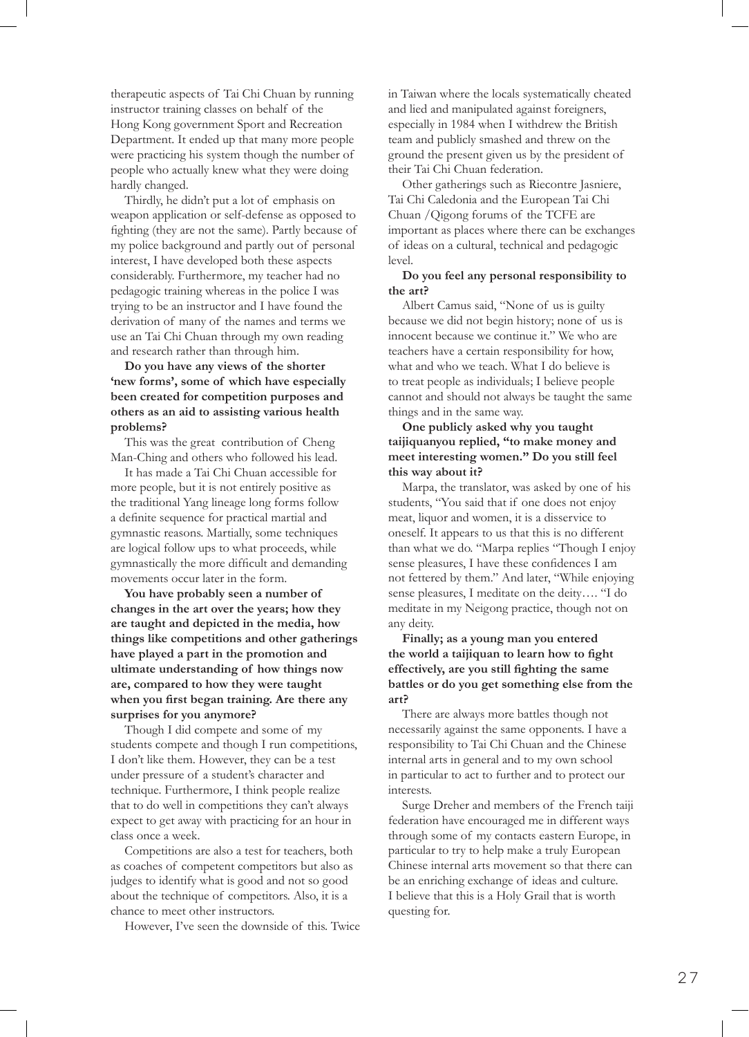therapeutic aspects of Tai Chi Chuan by running instructor training classes on behalf of the Hong Kong government Sport and Recreation Department. It ended up that many more people were practicing his system though the number of people who actually knew what they were doing hardly changed.

Thirdly, he didn't put a lot of emphasis on weapon application or self-defense as opposed to fighting (they are not the same). Partly because of my police background and partly out of personal interest, I have developed both these aspects considerably. Furthermore, my teacher had no pedagogic training whereas in the police I was trying to be an instructor and I have found the derivation of many of the names and terms we use an Tai Chi Chuan through my own reading and research rather than through him.

**Do you have any views of the shorter 'new forms', some of which have especially been created for competition purposes and others as an aid to assisting various health problems?**

This was the great contribution of Cheng Man-Ching and others who followed his lead.

It has made a Tai Chi Chuan accessible for more people, but it is not entirely positive as the traditional Yang lineage long forms follow a definite sequence for practical martial and gymnastic reasons. Martially, some techniques are logical follow ups to what proceeds, while gymnastically the more difficult and demanding movements occur later in the form.

**You have probably seen a number of changes in the art over the years; how they are taught and depicted in the media, how things like competitions and other gatherings have played a part in the promotion and ultimate understanding of how things now are, compared to how they were taught when you first began training. Are there any surprises for you anymore?**

Though I did compete and some of my students compete and though I run competitions, I don't like them. However, they can be a test under pressure of a student's character and technique. Furthermore, I think people realize that to do well in competitions they can't always expect to get away with practicing for an hour in class once a week.

Competitions are also a test for teachers, both as coaches of competent competitors but also as judges to identify what is good and not so good about the technique of competitors. Also, it is a chance to meet other instructors.

However, I've seen the downside of this. Twice in Taiwan where the locals systematically cheated and lied and manipulated against foreigners, especially in 1984 when I withdrew the British team and publicly smashed and threw on the ground the present given us by the president of their Tai Chi Chuan federation.

Other gatherings such as Riecontre Jasniere, Tai Chi Caledonia and the European Tai Chi Chuan /Qigong forums of the TCFE are important as places where there can be exchanges of ideas on a cultural, technical and pedagogic level.

**Do you feel any personal responsibility to the art?**

Albert Camus said, "None of us is guilty because we did not begin history; none of us is innocent because we continue it." We who are teachers have a certain responsibility for how, what and who we teach. What I do believe is to treat people as individuals; I believe people cannot and should not always be taught the same things and in the same way.

**One publicly asked why you taught taijiquanyou replied, "to make money and meet interesting women." Do you still feel this way about it?**

Marpa, the translator, was asked by one of his students, "You said that if one does not enjoy meat, liquor and women, it is a disservice to oneself. It appears to us that this is no different than what we do. "Marpa replies "Though I enjoy sense pleasures, I have these confidences I am not fettered by them." And later, "While enjoying sense pleasures, I meditate on the deity…. "I do meditate in my Neigong practice, though not on any deity.

**Finally; as a young man you entered the world a taijiquan to learn how to fight effectively, are you still fighting the same battles or do you get something else from the art?**

There are always more battles though not necessarily against the same opponents. I have a responsibility to Tai Chi Chuan and the Chinese internal arts in general and to my own school in particular to act to further and to protect our interests.

Surge Dreher and members of the French taiji federation have encouraged me in different ways through some of my contacts eastern Europe, in particular to try to help make a truly European Chinese internal arts movement so that there can be an enriching exchange of ideas and culture. I believe that this is a Holy Grail that is worth questing for.